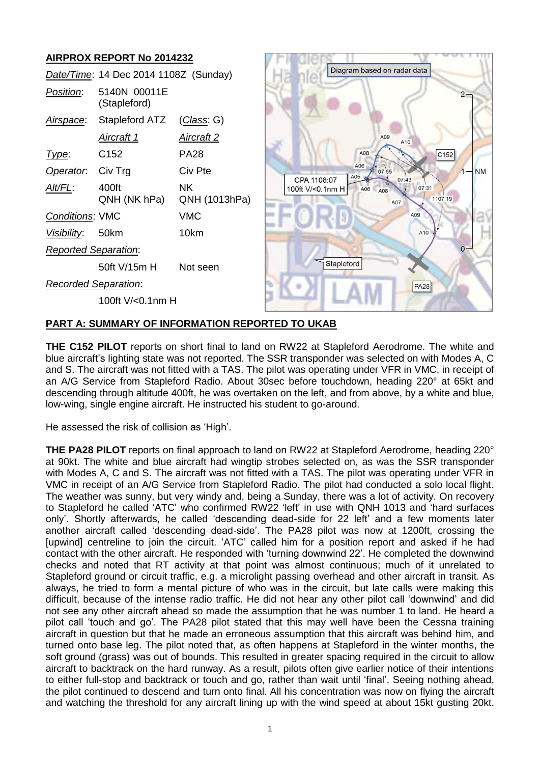## AIRPROX REPORT No 2014232

| | | |
|---|---|---|
| *Date/Time*: | 14 Dec 2014 1108Z (Sunday) | |
| *Position*: | 5140N 00011E (Stapleford) | |
| *Airspace*: | Stapleford ATZ | (*Class*: G) |
| | *Aircraft 1* | *Aircraft 2* |
| *Type*: | C152 | PA28 |
| *Operator*: | Civ Trg | Civ Pte |
| *Alt/FL*: | 400ft QNH (NK hPa) | NK QNH (1013hPa) |
| *Conditions*: | VMC | VMC |
| *Visibility*: | 50km | 10km |
| *Reported Separation*: | | |
| | 50ft V/15m H | Not seen |
| *Recorded Separation*: | | |
| | 100ft V/<0.1nm H | |

Diagram based on radar data

CPA 1108:07
100ft V/<0.1nm H

A09
A10
A08
A06
A05
07:55
07:43
A06
A08
07:31
A07
1107:19
A09
A10
C152
PA28
Stapleford
2
1 NM
0

## PART A: SUMMARY OF INFORMATION REPORTED TO UKAB

**THE C152 PILOT** reports on short final to land on RW22 at Stapleford Aerodrome. The white and blue aircraft's lighting state was not reported. The SSR transponder was selected on with Modes A, C and S. The aircraft was not fitted with a TAS. The pilot was operating under VFR in VMC, in receipt of an A/G Service from Stapleford Radio. About 30sec before touchdown, heading 220° at 65kt and descending through altitude 400ft, he was overtaken on the left, and from above, by a white and blue, low-wing, single engine aircraft. He instructed his student to go-around.

He assessed the risk of collision as 'High'.

**THE PA28 PILOT** reports on final approach to land on RW22 at Stapleford Aerodrome, heading 220° at 90kt. The white and blue aircraft had wingtip strobes selected on, as was the SSR transponder with Modes A, C and S. The aircraft was not fitted with a TAS. The pilot was operating under VFR in VMC in receipt of an A/G Service from Stapleford Radio. The pilot had conducted a solo local flight. The weather was sunny, but very windy and, being a Sunday, there was a lot of activity. On recovery to Stapleford he called 'ATC' who confirmed RW22 'left' in use with QNH 1013 and 'hard surfaces only'. Shortly afterwards, he called 'descending dead-side for 22 left' and a few moments later another aircraft called 'descending dead-side'. The PA28 pilot was now at 1200ft, crossing the [upwind] centreline to join the circuit. 'ATC' called him for a position report and asked if he had contact with the other aircraft. He responded with 'turning downwind 22'. He completed the downwind checks and noted that RT activity at that point was almost continuous; much of it unrelated to Stapleford ground or circuit traffic, e.g. a microlight passing overhead and other aircraft in transit. As always, he tried to form a mental picture of who was in the circuit, but late calls were making this difficult, because of the intense radio traffic. He did not hear any other pilot call 'downwind' and did not see any other aircraft ahead so made the assumption that he was number 1 to land. He heard a pilot call 'touch and go'. The PA28 pilot stated that this may well have been the Cessna training aircraft in question but that he made an erroneous assumption that this aircraft was behind him, and turned onto base leg. The pilot noted that, as often happens at Stapleford in the winter months, the soft ground (grass) was out of bounds. This resulted in greater spacing required in the circuit to allow aircraft to backtrack on the hard runway. As a result, pilots often give earlier notice of their intentions to either full-stop and backtrack or touch and go, rather than wait until 'final'. Seeing nothing ahead, the pilot continued to descend and turn onto final. All his concentration was now on flying the aircraft and watching the threshold for any aircraft lining up with the wind speed at about 15kt gusting 20kt.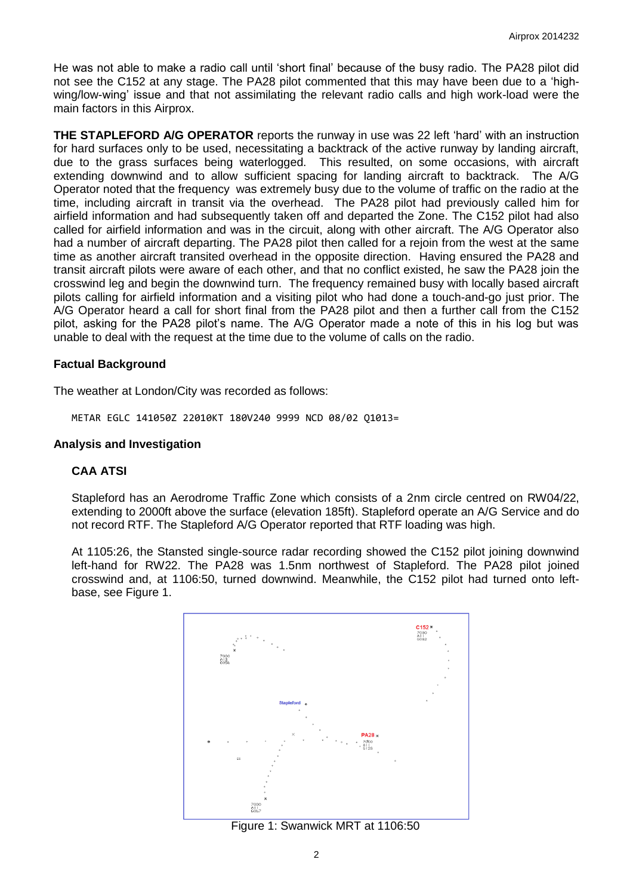He was not able to make a radio call until 'short final' because of the busy radio. The PA28 pilot did not see the C152 at any stage. The PA28 pilot commented that this may have been due to a 'high-wing/low-wing' issue and that not assimilating the relevant radio calls and high work-load were the main factors in this Airprox.

**THE STAPLEFORD A/G OPERATOR** reports the runway in use was 22 left 'hard' with an instruction for hard surfaces only to be used, necessitating a backtrack of the active runway by landing aircraft, due to the grass surfaces being waterlogged. This resulted, on some occasions, with aircraft extending downwind and to allow sufficient spacing for landing aircraft to backtrack. The A/G Operator noted that the frequency was extremely busy due to the volume of traffic on the radio at the time, including aircraft in transit via the overhead. The PA28 pilot had previously called him for airfield information and had subsequently taken off and departed the Zone. The C152 pilot had also called for airfield information and was in the circuit, along with other aircraft. The A/G Operator also had a number of aircraft departing. The PA28 pilot then called for a rejoin from the west at the same time as another aircraft transited overhead in the opposite direction. Having ensured the PA28 and transit aircraft pilots were aware of each other, and that no conflict existed, he saw the PA28 join the crosswind leg and begin the downwind turn. The frequency remained busy with locally based aircraft pilots calling for airfield information and a visiting pilot who had done a touch-and-go just prior. The A/G Operator heard a call for short final from the PA28 pilot and then a further call from the C152 pilot, asking for the PA28 pilot's name. The A/G Operator made a note of this in his log but was unable to deal with the request at the time due to the volume of calls on the radio.

### Factual Background

The weather at London/City was recorded as follows:

```
METAR EGLC 141050Z 22010KT 180V240 9999 NCD 08/02 Q1013=
```

### Analysis and Investigation

#### CAA ATSI

Stapleford has an Aerodrome Traffic Zone which consists of a 2nm circle centred on RW04/22, extending to 2000ft above the surface (elevation 185ft). Stapleford operate an A/G Service and do not record RTF. The Stapleford A/G Operator reported that RTF loading was high.

At 1105:26, the Stansted single-source radar recording showed the C152 pilot joining downwind left-hand for RW22. The PA28 was 1.5nm northwest of Stapleford. The PA28 pilot joined crosswind and, at 1106:50, turned downwind. Meanwhile, the C152 pilot had turned onto left-base, see Figure 1.

Figure 1: Swanwick MRT at 1106:50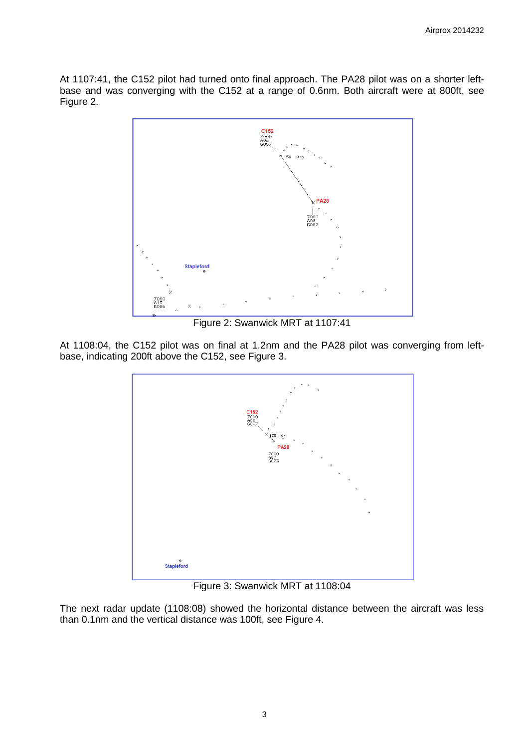At 1107:41, the C152 pilot had turned onto final approach. The PA28 pilot was on a shorter left-base and was converging with the C152 at a range of 0.6nm. Both aircraft were at 800ft, see Figure 2.

C152
7000
A08
G057

150 0·6

PA28
7000
A08
G082

Stapleford

7000
A13
G086

Figure 2: Swanwick MRT at 1107:41

At 1108:04, the C152 pilot was on final at 1.2nm and the PA28 pilot was converging from left-base, indicating 200ft above the C152, see Figure 3.

C152
7000
A05
G047

135 0·1

PA28
7000
A07
G073

Stapleford

Figure 3: Swanwick MRT at 1108:04

The next radar update (1108:08) showed the horizontal distance between the aircraft was less than 0.1nm and the vertical distance was 100ft, see Figure 4.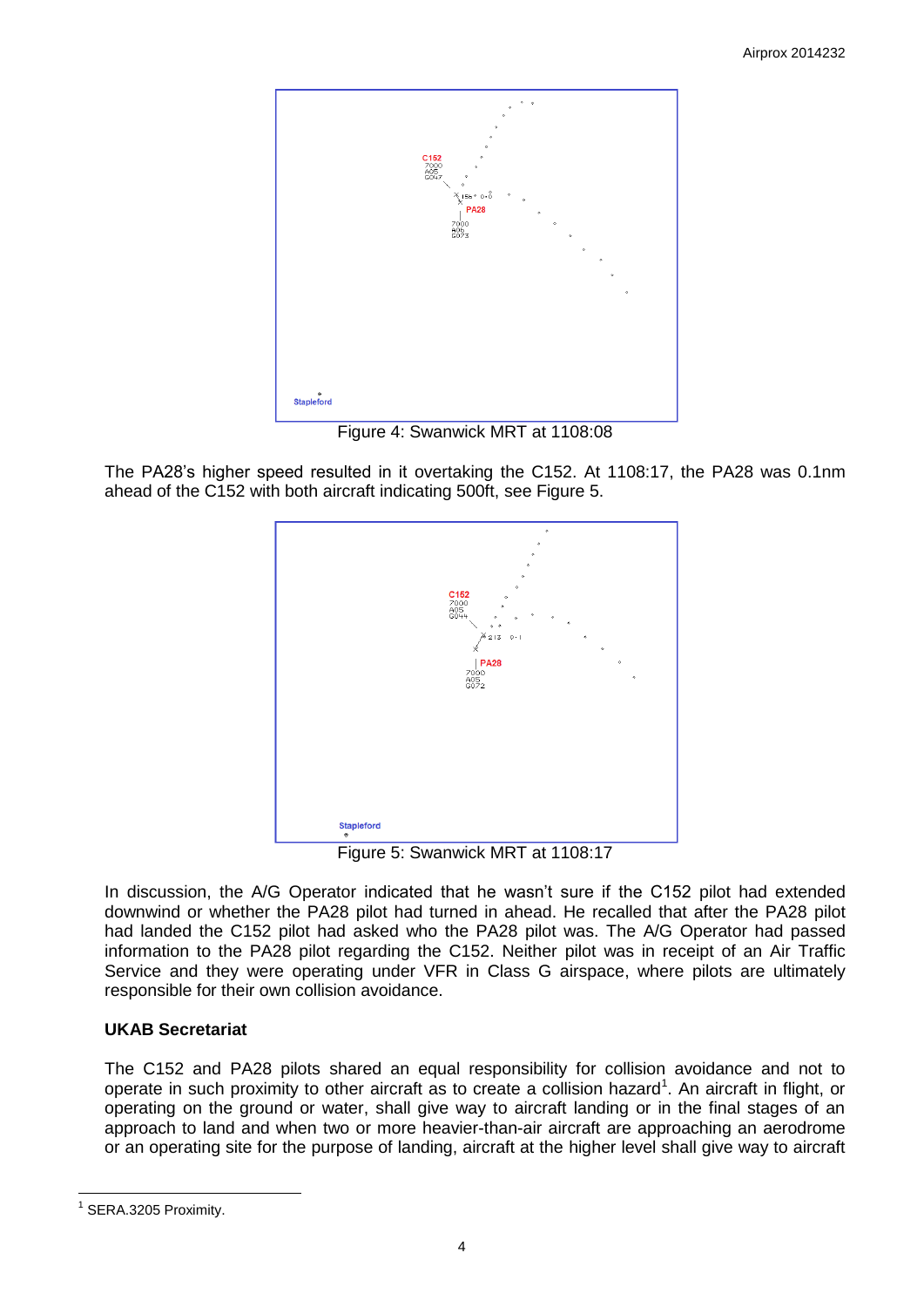C152
7000
A05
G047

156° 0.0

PA28
7000
A05
G073

Stapleford

Figure 4: Swanwick MRT at 1108:08

The PA28's higher speed resulted in it overtaking the C152. At 1108:17, the PA28 was 0.1nm ahead of the C152 with both aircraft indicating 500ft, see Figure 5.

C152
7000
A05
G044

213 0.1

PA28
7000
A05
G072

Stapleford

Figure 5: Swanwick MRT at 1108:17

In discussion, the A/G Operator indicated that he wasn't sure if the C152 pilot had extended downwind or whether the PA28 pilot had turned in ahead. He recalled that after the PA28 pilot had landed the C152 pilot had asked who the PA28 pilot was. The A/G Operator had passed information to the PA28 pilot regarding the C152. Neither pilot was in receipt of an Air Traffic Service and they were operating under VFR in Class G airspace, where pilots are ultimately responsible for their own collision avoidance.

### UKAB Secretariat

The C152 and PA28 pilots shared an equal responsibility for collision avoidance and not to operate in such proximity to other aircraft as to create a collision hazard[1]. An aircraft in flight, or operating on the ground or water, shall give way to aircraft landing or in the final stages of an approach to land and when two or more heavier-than-air aircraft are approaching an aerodrome or an operating site for the purpose of landing, aircraft at the higher level shall give way to aircraft

[1] SERA.3205 Proximity.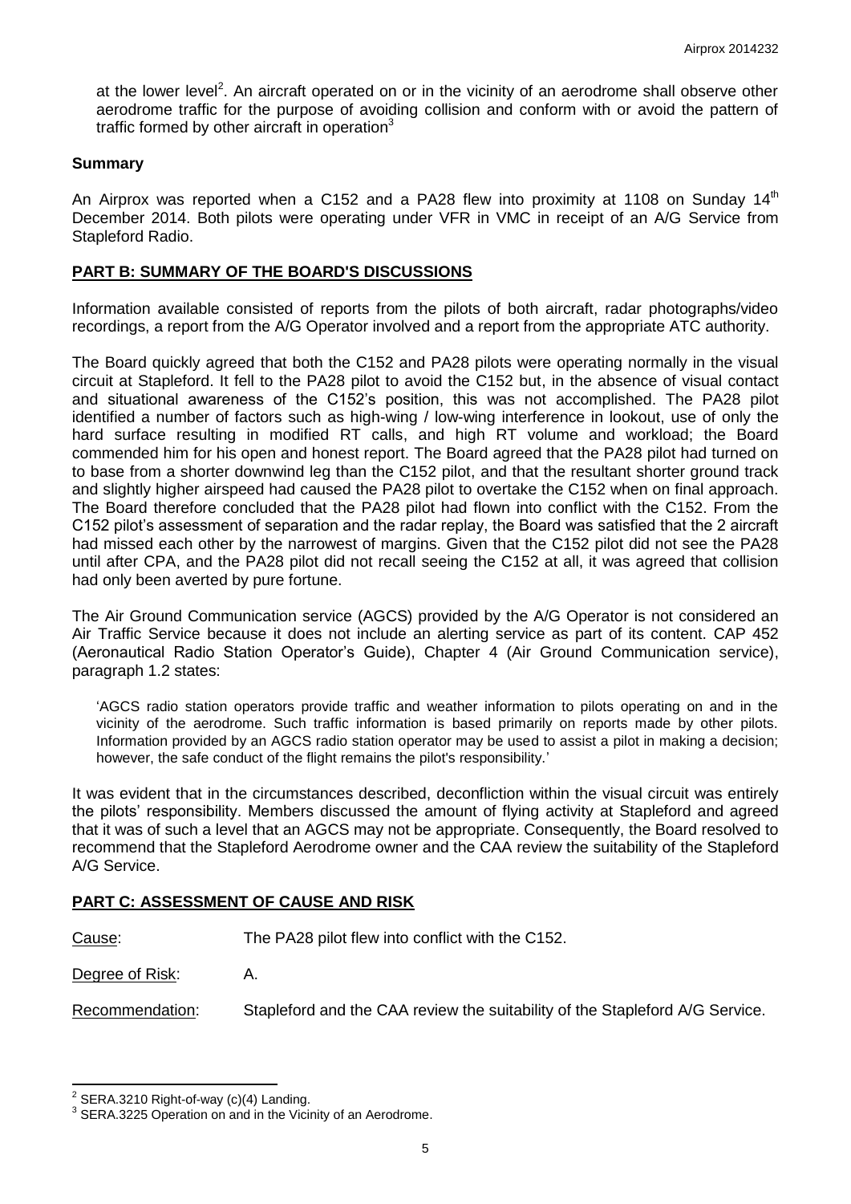at the lower level[2]. An aircraft operated on or in the vicinity of an aerodrome shall observe other aerodrome traffic for the purpose of avoiding collision and conform with or avoid the pattern of traffic formed by other aircraft in operation[3]

## Summary

An Airprox was reported when a C152 and a PA28 flew into proximity at 1108 on Sunday 14th December 2014. Both pilots were operating under VFR in VMC in receipt of an A/G Service from Stapleford Radio.

## PART B: SUMMARY OF THE BOARD'S DISCUSSIONS

Information available consisted of reports from the pilots of both aircraft, radar photographs/video recordings, a report from the A/G Operator involved and a report from the appropriate ATC authority.

The Board quickly agreed that both the C152 and PA28 pilots were operating normally in the visual circuit at Stapleford. It fell to the PA28 pilot to avoid the C152 but, in the absence of visual contact and situational awareness of the C152's position, this was not accomplished. The PA28 pilot identified a number of factors such as high-wing / low-wing interference in lookout, use of only the hard surface resulting in modified RT calls, and high RT volume and workload; the Board commended him for his open and honest report. The Board agreed that the PA28 pilot had turned on to base from a shorter downwind leg than the C152 pilot, and that the resultant shorter ground track and slightly higher airspeed had caused the PA28 pilot to overtake the C152 when on final approach. The Board therefore concluded that the PA28 pilot had flown into conflict with the C152. From the C152 pilot's assessment of separation and the radar replay, the Board was satisfied that the 2 aircraft had missed each other by the narrowest of margins. Given that the C152 pilot did not see the PA28 until after CPA, and the PA28 pilot did not recall seeing the C152 at all, it was agreed that collision had only been averted by pure fortune.

The Air Ground Communication service (AGCS) provided by the A/G Operator is not considered an Air Traffic Service because it does not include an alerting service as part of its content. CAP 452 (Aeronautical Radio Station Operator's Guide), Chapter 4 (Air Ground Communication service), paragraph 1.2 states:

> 'AGCS radio station operators provide traffic and weather information to pilots operating on and in the vicinity of the aerodrome. Such traffic information is based primarily on reports made by other pilots. Information provided by an AGCS radio station operator may be used to assist a pilot in making a decision; however, the safe conduct of the flight remains the pilot's responsibility.'

It was evident that in the circumstances described, deconfliction within the visual circuit was entirely the pilots' responsibility. Members discussed the amount of flying activity at Stapleford and agreed that it was of such a level that an AGCS may not be appropriate. Consequently, the Board resolved to recommend that the Stapleford Aerodrome owner and the CAA review the suitability of the Stapleford A/G Service.

## PART C: ASSESSMENT OF CAUSE AND RISK

Cause: The PA28 pilot flew into conflict with the C152.

Degree of Risk: A.

Recommendation: Stapleford and the CAA review the suitability of the Stapleford A/G Service.

---

[2] SERA.3210 Right-of-way (c)(4) Landing.

[3] SERA.3225 Operation on and in the Vicinity of an Aerodrome.